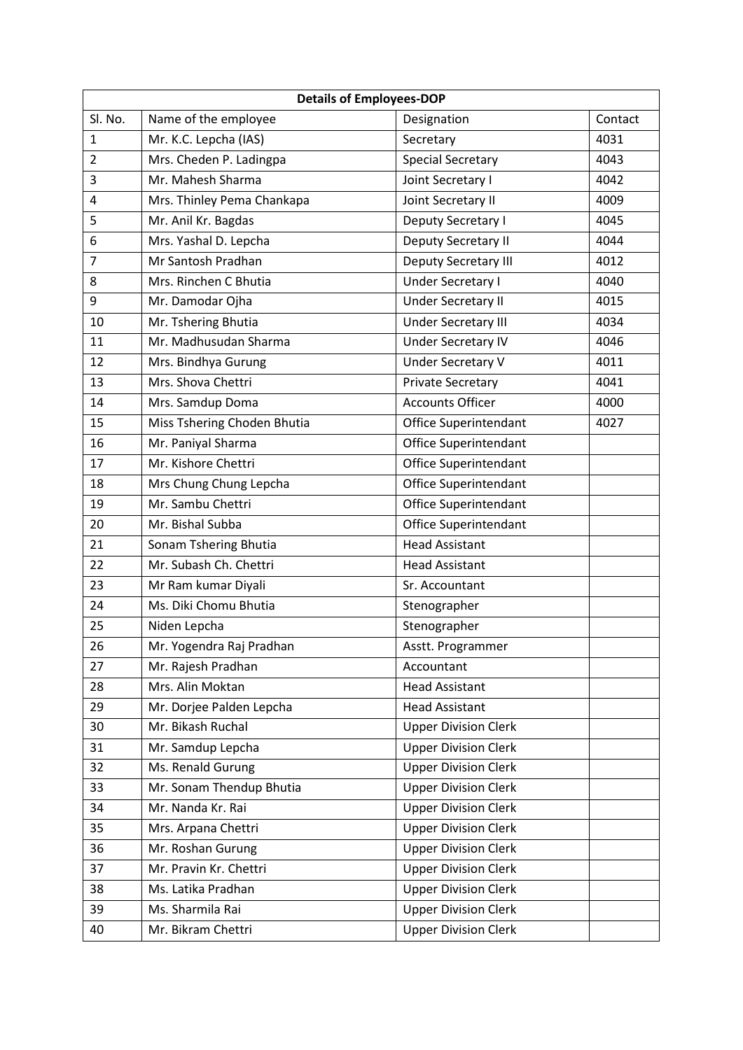| Details of Employees-DOP | | | |
|---|---|---|---|
| Sl. No. | Name of the employee | Designation | Contact |
| 1 | Mr. K.C. Lepcha (IAS) | Secretary | 4031 |
| 2 | Mrs. Cheden P. Ladingpa | Special Secretary | 4043 |
| 3 | Mr. Mahesh Sharma | Joint Secretary I | 4042 |
| 4 | Mrs. Thinley Pema Chankapa | Joint Secretary II | 4009 |
| 5 | Mr. Anil Kr. Bagdas | Deputy Secretary I | 4045 |
| 6 | Mrs. Yashal D. Lepcha | Deputy Secretary II | 4044 |
| 7 | Mr Santosh Pradhan | Deputy Secretary III | 4012 |
| 8 | Mrs. Rinchen C Bhutia | Under Secretary I | 4040 |
| 9 | Mr. Damodar Ojha | Under Secretary II | 4015 |
| 10 | Mr. Tshering Bhutia | Under Secretary III | 4034 |
| 11 | Mr. Madhusudan Sharma | Under Secretary IV | 4046 |
| 12 | Mrs. Bindhya Gurung | Under Secretary V | 4011 |
| 13 | Mrs. Shova Chettri | Private Secretary | 4041 |
| 14 | Mrs. Samdup Doma | Accounts Officer | 4000 |
| 15 | Miss Tshering Choden Bhutia | Office Superintendant | 4027 |
| 16 | Mr. Paniyal Sharma | Office Superintendant | |
| 17 | Mr. Kishore Chettri | Office Superintendant | |
| 18 | Mrs Chung Chung Lepcha | Office Superintendant | |
| 19 | Mr. Sambu Chettri | Office Superintendant | |
| 20 | Mr. Bishal Subba | Office Superintendant | |
| 21 | Sonam Tshering Bhutia | Head Assistant | |
| 22 | Mr. Subash Ch. Chettri | Head Assistant | |
| 23 | Mr Ram kumar Diyali | Sr. Accountant | |
| 24 | Ms. Diki Chomu Bhutia | Stenographer | |
| 25 | Niden Lepcha | Stenographer | |
| 26 | Mr. Yogendra Raj Pradhan | Asstt. Programmer | |
| 27 | Mr. Rajesh Pradhan | Accountant | |
| 28 | Mrs. Alin Moktan | Head Assistant | |
| 29 | Mr. Dorjee Palden Lepcha | Head Assistant | |
| 30 | Mr. Bikash Ruchal | Upper Division Clerk | |
| 31 | Mr. Samdup Lepcha | Upper Division Clerk | |
| 32 | Ms. Renald Gurung | Upper Division Clerk | |
| 33 | Mr. Sonam Thendup Bhutia | Upper Division Clerk | |
| 34 | Mr. Nanda Kr. Rai | Upper Division Clerk | |
| 35 | Mrs. Arpana Chettri | Upper Division Clerk | |
| 36 | Mr. Roshan Gurung | Upper Division Clerk | |
| 37 | Mr. Pravin Kr. Chettri | Upper Division Clerk | |
| 38 | Ms. Latika Pradhan | Upper Division Clerk | |
| 39 | Ms. Sharmila Rai | Upper Division Clerk | |
| 40 | Mr. Bikram Chettri | Upper Division Clerk | |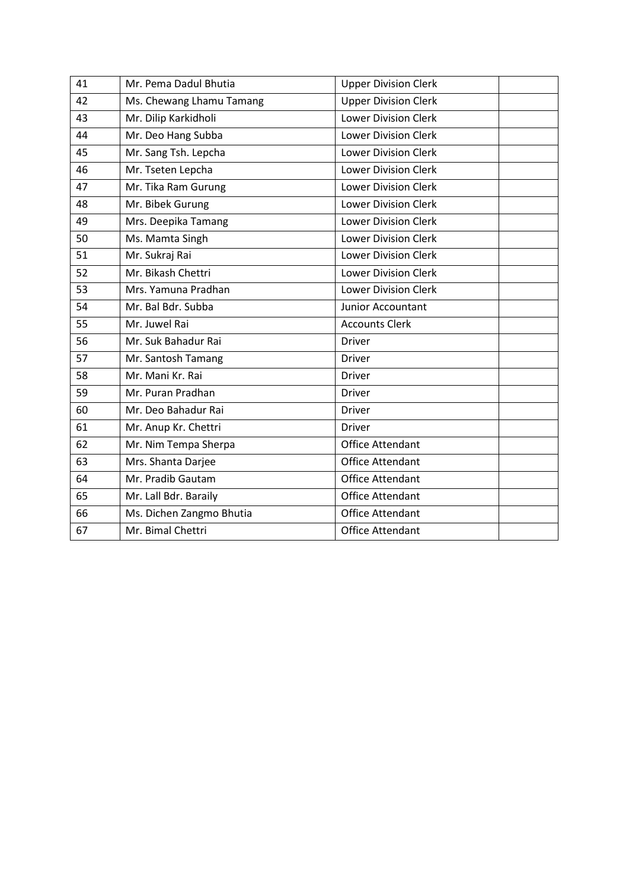| | | | |
|---|---|---|---|
| 41 | Mr. Pema Dadul Bhutia | Upper Division Clerk | |
| 42 | Ms. Chewang Lhamu Tamang | Upper Division Clerk | |
| 43 | Mr. Dilip Karkidholi | Lower Division Clerk | |
| 44 | Mr. Deo Hang Subba | Lower Division Clerk | |
| 45 | Mr. Sang Tsh. Lepcha | Lower Division Clerk | |
| 46 | Mr. Tseten Lepcha | Lower Division Clerk | |
| 47 | Mr. Tika Ram Gurung | Lower Division Clerk | |
| 48 | Mr. Bibek Gurung | Lower Division Clerk | |
| 49 | Mrs. Deepika Tamang | Lower Division Clerk | |
| 50 | Ms. Mamta Singh | Lower Division Clerk | |
| 51 | Mr. Sukraj Rai | Lower Division Clerk | |
| 52 | Mr. Bikash Chettri | Lower Division Clerk | |
| 53 | Mrs. Yamuna Pradhan | Lower Division Clerk | |
| 54 | Mr. Bal Bdr. Subba | Junior Accountant | |
| 55 | Mr. Juwel Rai | Accounts Clerk | |
| 56 | Mr. Suk Bahadur Rai | Driver | |
| 57 | Mr. Santosh Tamang | Driver | |
| 58 | Mr. Mani Kr. Rai | Driver | |
| 59 | Mr. Puran Pradhan | Driver | |
| 60 | Mr. Deo Bahadur Rai | Driver | |
| 61 | Mr. Anup Kr. Chettri | Driver | |
| 62 | Mr. Nim Tempa Sherpa | Office Attendant | |
| 63 | Mrs. Shanta Darjee | Office Attendant | |
| 64 | Mr. Pradib Gautam | Office Attendant | |
| 65 | Mr. Lall Bdr. Baraily | Office Attendant | |
| 66 | Ms. Dichen Zangmo Bhutia | Office Attendant | |
| 67 | Mr. Bimal Chettri | Office Attendant | |